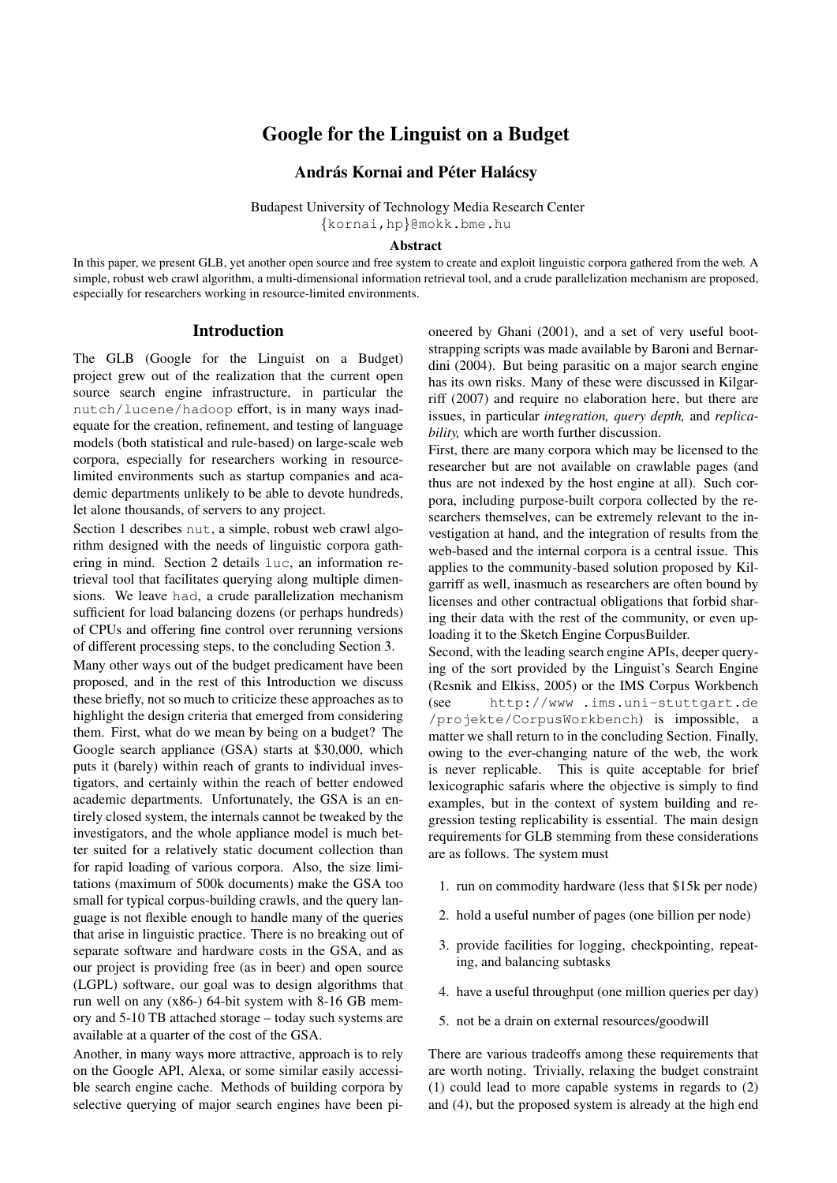# Google for the Linguist on a Budget

**András Kornai and Péter Halácsy**

Budapest University of Technology Media Research Center
{kornai,hp}@mokk.bme.hu

## Abstract

In this paper, we present GLB, yet another open source and free system to create and exploit linguistic corpora gathered from the web. A simple, robust web crawl algorithm, a multi-dimensional information retrieval tool, and a crude parallelization mechanism are proposed, especially for researchers working in resource-limited environments.

## Introduction

The GLB (Google for the Linguist on a Budget) project grew out of the realization that the current open source search engine infrastructure, in particular the `nutch/lucene/hadoop` effort, is in many ways inadequate for the creation, refinement, and testing of language models (both statistical and rule-based) on large-scale web corpora, especially for researchers working in resource-limited environments such as startup companies and academic departments unlikely to be able to devote hundreds, let alone thousands, of servers to any project.

Section 1 describes `nut`, a simple, robust web crawl algorithm designed with the needs of linguistic corpora gathering in mind. Section 2 details `luc`, an information retrieval tool that facilitates querying along multiple dimensions. We leave `had`, a crude parallelization mechanism sufficient for load balancing dozens (or perhaps hundreds) of CPUs and offering fine control over rerunning versions of different processing steps, to the concluding Section 3.

Many other ways out of the budget predicament have been proposed, and in the rest of this Introduction we discuss these briefly, not so much to criticize these approaches as to highlight the design criteria that emerged from considering them. First, what do we mean by being on a budget? The Google search appliance (GSA) starts at \$30,000, which puts it (barely) within reach of grants to individual investigators, and certainly within the reach of better endowed academic departments. Unfortunately, the GSA is an entirely closed system, the internals cannot be tweaked by the investigators, and the whole appliance model is much better suited for a relatively static document collection than for rapid loading of various corpora. Also, the size limitations (maximum of 500k documents) make the GSA too small for typical corpus-building crawls, and the query language is not flexible enough to handle many of the queries that arise in linguistic practice. There is no breaking out of separate software and hardware costs in the GSA, and as our project is providing free (as in beer) and open source (LGPL) software, our goal was to design algorithms that run well on any (x86-) 64-bit system with 8-16 GB memory and 5-10 TB attached storage – today such systems are available at a quarter of the cost of the GSA.

Another, in many ways more attractive, approach is to rely on the Google API, Alexa, or some similar easily accessible search engine cache. Methods of building corpora by selective querying of major search engines have been pioneered by Ghani (2001), and a set of very useful bootstrapping scripts was made available by Baroni and Bernardini (2004). But being parasitic on a major search engine has its own risks. Many of these were discussed in Kilgarriff (2007) and require no elaboration here, but there are issues, in particular *integration, query depth,* and *replicability,* which are worth further discussion.

First, there are many corpora which may be licensed to the researcher but are not available on crawlable pages (and thus are not indexed by the host engine at all). Such corpora, including purpose-built corpora collected by the researchers themselves, can be extremely relevant to the investigation at hand, and the integration of results from the web-based and the internal corpora is a central issue. This applies to the community-based solution proposed by Kilgarriff as well, inasmuch as researchers are often bound by licenses and other contractual obligations that forbid sharing their data with the rest of the community, or even uploading it to the Sketch Engine CorpusBuilder.

Second, with the leading search engine APIs, deeper querying of the sort provided by the Linguist's Search Engine (Resnik and Elkiss, 2005) or the IMS Corpus Workbench (see `http://www .ims.uni-stuttgart.de /projekte/CorpusWorkbench`) is impossible, a matter we shall return to in the concluding Section. Finally, owing to the ever-changing nature of the web, the work is never replicable. This is quite acceptable for brief lexicographic safaris where the objective is simply to find examples, but in the context of system building and regression testing replicability is essential. The main design requirements for GLB stemming from these considerations are as follows. The system must

1. run on commodity hardware (less that \$15k per node)
2. hold a useful number of pages (one billion per node)
3. provide facilities for logging, checkpointing, repeating, and balancing subtasks
4. have a useful throughput (one million queries per day)
5. not be a drain on external resources/goodwill

There are various tradeoffs among these requirements that are worth noting. Trivially, relaxing the budget constraint (1) could lead to more capable systems in regards to (2) and (4), but the proposed system is already at the high end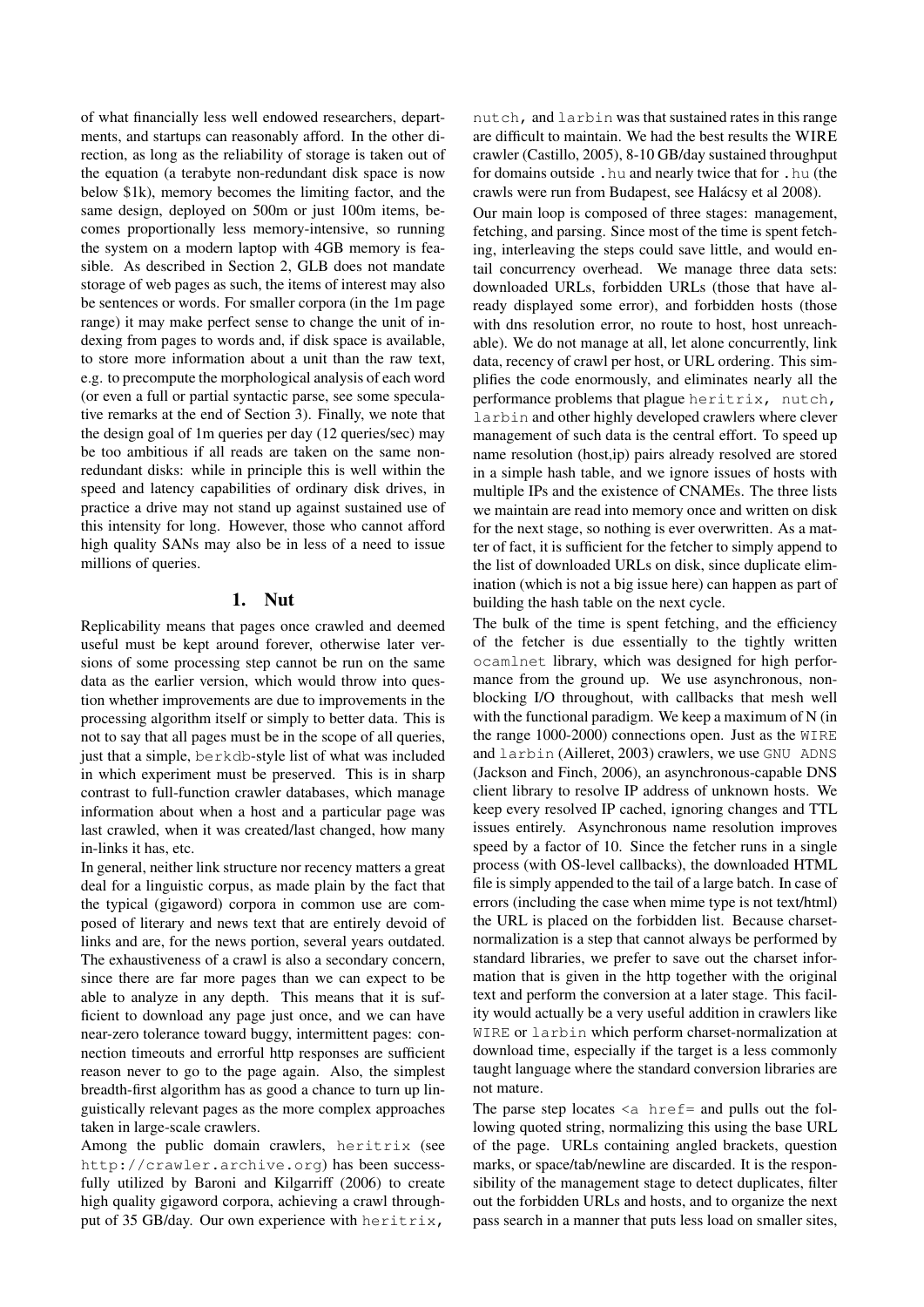of what financially less well endowed researchers, departments, and startups can reasonably afford. In the other direction, as long as the reliability of storage is taken out of the equation (a terabyte non-redundant disk space is now below $1k), memory becomes the limiting factor, and the same design, deployed on 500m or just 100m items, becomes proportionally less memory-intensive, so running the system on a modern laptop with 4GB memory is feasible. As described in Section 2, GLB does not mandate storage of web pages as such, the items of interest may also be sentences or words. For smaller corpora (in the 1m page range) it may make perfect sense to change the unit of indexing from pages to words and, if disk space is available, to store more information about a unit than the raw text, e.g. to precompute the morphological analysis of each word (or even a full or partial syntactic parse, see some speculative remarks at the end of Section 3). Finally, we note that the design goal of 1m queries per day (12 queries/sec) may be too ambitious if all reads are taken on the same non-redundant disks: while in principle this is well within the speed and latency capabilities of ordinary disk drives, in practice a drive may not stand up against sustained use of this intensity for long. However, those who cannot afford high quality SANs may also be in less of a need to issue millions of queries.

# 1. Nut

Replicability means that pages once crawled and deemed useful must be kept around forever, otherwise later versions of some processing step cannot be run on the same data as the earlier version, which would throw into question whether improvements are due to improvements in the processing algorithm itself or simply to better data. This is not to say that all pages must be in the scope of all queries, just that a simple, `berkdb`-style list of what was included in which experiment must be preserved. This is in sharp contrast to full-function crawler databases, which manage information about when a host and a particular page was last crawled, when it was created/last changed, how many in-links it has, etc.

In general, neither link structure nor recency matters a great deal for a linguistic corpus, as made plain by the fact that the typical (gigaword) corpora in common use are composed of literary and news text that are entirely devoid of links and are, for the news portion, several years outdated. The exhaustiveness of a crawl is also a secondary concern, since there are far more pages than we can expect to be able to analyze in any depth. This means that it is sufficient to download any page just once, and we can have near-zero tolerance toward buggy, intermittent pages: connection timeouts and errorful http responses are sufficient reason never to go to the page again. Also, the simplest breadth-first algorithm has as good a chance to turn up linguistically relevant pages as the more complex approaches taken in large-scale crawlers.

Among the public domain crawlers, `heritrix` (see `http://crawler.archive.org`) has been successfully utilized by Baroni and Kilgarriff (2006) to create high quality gigaword corpora, achieving a crawl throughput of 35 GB/day. Our own experience with `heritrix`, `nutch`, and `larbin` was that sustained rates in this range are difficult to maintain. We had the best results the WIRE crawler (Castillo, 2005), 8-10 GB/day sustained throughput for domains outside `.hu` and nearly twice that for `.hu` (the crawls were run from Budapest, see Halácsy et al 2008).

Our main loop is composed of three stages: management, fetching, and parsing. Since most of the time is spent fetching, interleaving the steps could save little, and would entail concurrency overhead. We manage three data sets: downloaded URLs, forbidden URLs (those that have already displayed some error), and forbidden hosts (those with dns resolution error, no route to host, host unreachable). We do not manage at all, let alone concurrently, link data, recency of crawl per host, or URL ordering. This simplifies the code enormously, and eliminates nearly all the performance problems that plague `heritrix, nutch, larbin` and other highly developed crawlers where clever management of such data is the central effort. To speed up name resolution (host,ip) pairs already resolved are stored in a simple hash table, and we ignore issues of hosts with multiple IPs and the existence of CNAMEs. The three lists we maintain are read into memory once and written on disk for the next stage, so nothing is ever overwritten. As a matter of fact, it is sufficient for the fetcher to simply append to the list of downloaded URLs on disk, since duplicate elimination (which is not a big issue here) can happen as part of building the hash table on the next cycle.

The bulk of the time is spent fetching, and the efficiency of the fetcher is due essentially to the tightly written `ocamlnet` library, which was designed for high performance from the ground up. We use asynchronous, non-blocking I/O throughout, with callbacks that mesh well with the functional paradigm. We keep a maximum of N (in the range 1000-2000) connections open. Just as the `WIRE` and `larbin` (Ailleret, 2003) crawlers, we use `GNU ADNS` (Jackson and Finch, 2006), an asynchronous-capable DNS client library to resolve IP address of unknown hosts. We keep every resolved IP cached, ignoring changes and TTL issues entirely. Asynchronous name resolution improves speed by a factor of 10. Since the fetcher runs in a single process (with OS-level callbacks), the downloaded HTML file is simply appended to the tail of a large batch. In case of errors (including the case when mime type is not text/html) the URL is placed on the forbidden list. Because charset-normalization is a step that cannot always be performed by standard libraries, we prefer to save out the charset information that is given in the http together with the original text and perform the conversion at a later stage. This facility would actually be a very useful addition in crawlers like `WIRE` or `larbin` which perform charset-normalization at download time, especially if the target is a less commonly taught language where the standard conversion libraries are not mature.

The parse step locates `<a href=` and pulls out the following quoted string, normalizing this using the base URL of the page. URLs containing angled brackets, question marks, or space/tab/newline are discarded. It is the responsibility of the management stage to detect duplicates, filter out the forbidden URLs and hosts, and to organize the next pass search in a manner that puts less load on smaller sites,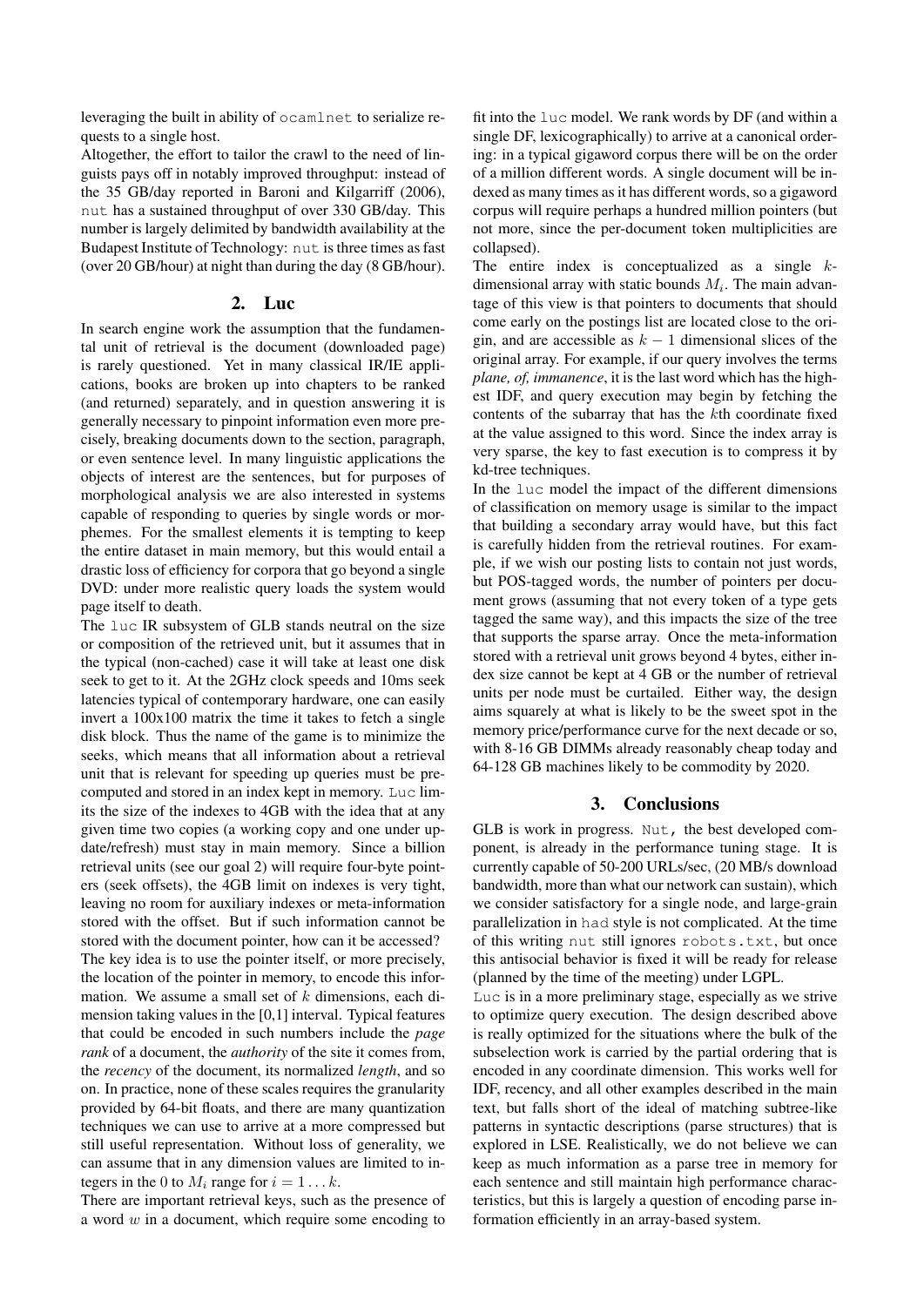leveraging the built in ability of `ocamlnet` to serialize requests to a single host.

Altogether, the effort to tailor the crawl to the need of linguists pays off in notably improved throughput: instead of the 35 GB/day reported in Baroni and Kilgarriff (2006), `nut` has a sustained throughput of over 330 GB/day. This number is largely delimited by bandwidth availability at the Budapest Institute of Technology: `nut` is three times as fast (over 20 GB/hour) at night than during the day (8 GB/hour).

## 2. Luc

In search engine work the assumption that the fundamental unit of retrieval is the document (downloaded page) is rarely questioned. Yet in many classical IR/IE applications, books are broken up into chapters to be ranked (and returned) separately, and in question answering it is generally necessary to pinpoint information even more precisely, breaking documents down to the section, paragraph, or even sentence level. In many linguistic applications the objects of interest are the sentences, but for purposes of morphological analysis we are also interested in systems capable of responding to queries by single words or morphemes. For the smallest elements it is tempting to keep the entire dataset in main memory, but this would entail a drastic loss of efficiency for corpora that go beyond a single DVD: under more realistic query loads the system would page itself to death.

The `luc` IR subsystem of GLB stands neutral on the size or composition of the retrieved unit, but it assumes that in the typical (non-cached) case it will take at least one disk seek to get to it. At the 2GHz clock speeds and 10ms seek latencies typical of contemporary hardware, one can easily invert a 100x100 matrix the time it takes to fetch a single disk block. Thus the name of the game is to minimize the seeks, which means that all information about a retrieval unit that is relevant for speeding up queries must be precomputed and stored in an index kept in memory. `Luc` limits the size of the indexes to 4GB with the idea that at any given time two copies (a working copy and one under update/refresh) must stay in main memory. Since a billion retrieval units (see our goal 2) will require four-byte pointers (seek offsets), the 4GB limit on indexes is very tight, leaving no room for auxiliary indexes or meta-information stored with the offset. But if such information cannot be stored with the document pointer, how can it be accessed?

The key idea is to use the pointer itself, or more precisely, the location of the pointer in memory, to encode this information. We assume a small set of $k$ dimensions, each dimension taking values in the [0,1] interval. Typical features that could be encoded in such numbers include the *page rank* of a document, the *authority* of the site it comes from, the *recency* of the document, its normalized *length*, and so on. In practice, none of these scales requires the granularity provided by 64-bit floats, and there are many quantization techniques we can use to arrive at a more compressed but still useful representation. Without loss of generality, we can assume that in any dimension values are limited to integers in the 0 to $M_i$ range for $i = 1 \dots k$.

There are important retrieval keys, such as the presence of a word $w$ in a document, which require some encoding to fit into the `luc` model. We rank words by DF (and within a single DF, lexicographically) to arrive at a canonical ordering: in a typical gigaword corpus there will be on the order of a million different words. A single document will be indexed as many times as it has different words, so a gigaword corpus will require perhaps a hundred million pointers (but not more, since the per-document token multiplicities are collapsed).

The entire index is conceptualized as a single $k$-dimensional array with static bounds $M_i$. The main advantage of this view is that pointers to documents that should come early on the postings list are located close to the origin, and are accessible as $k-1$ dimensional slices of the original array. For example, if our query involves the terms *plane, of, immanence*, it is the last word which has the highest IDF, and query execution may begin by fetching the contents of the subarray that has the $k$th coordinate fixed at the value assigned to this word. Since the index array is very sparse, the key to fast execution is to compress it by kd-tree techniques.

In the `luc` model the impact of the different dimensions of classification on memory usage is similar to the impact that building a secondary array would have, but this fact is carefully hidden from the retrieval routines. For example, if we wish our posting lists to contain not just words, but POS-tagged words, the number of pointers per document grows (assuming that not every token of a type gets tagged the same way), and this impacts the size of the tree that supports the sparse array. Once the meta-information stored with a retrieval unit grows beyond 4 bytes, either index size cannot be kept at 4 GB or the number of retrieval units per node must be curtailed. Either way, the design aims squarely at what is likely to be the sweet spot in the memory price/performance curve for the next decade or so, with 8-16 GB DIMMs already reasonably cheap today and 64-128 GB machines likely to be commodity by 2020.

## 3. Conclusions

GLB is work in progress. `Nut,` the best developed component, is already in the performance tuning stage. It is currently capable of 50-200 URLs/sec, (20 MB/s download bandwidth, more than what our network can sustain), which we consider satisfactory for a single node, and large-grain parallelization in `had` style is not complicated. At the time of this writing `nut` still ignores `robots.txt`, but once this antisocial behavior is fixed it will be ready for release (planned by the time of the meeting) under LGPL.

`Luc` is in a more preliminary stage, especially as we strive to optimize query execution. The design described above is really optimized for the situations where the bulk of the subselection work is carried by the partial ordering that is encoded in any coordinate dimension. This works well for IDF, recency, and all other examples described in the main text, but falls short of the ideal of matching subtree-like patterns in syntactic descriptions (parse structures) that is explored in LSE. Realistically, we do not believe we can keep as much information as a parse tree in memory for each sentence and still maintain high performance characteristics, but this is largely a question of encoding parse information efficiently in an array-based system.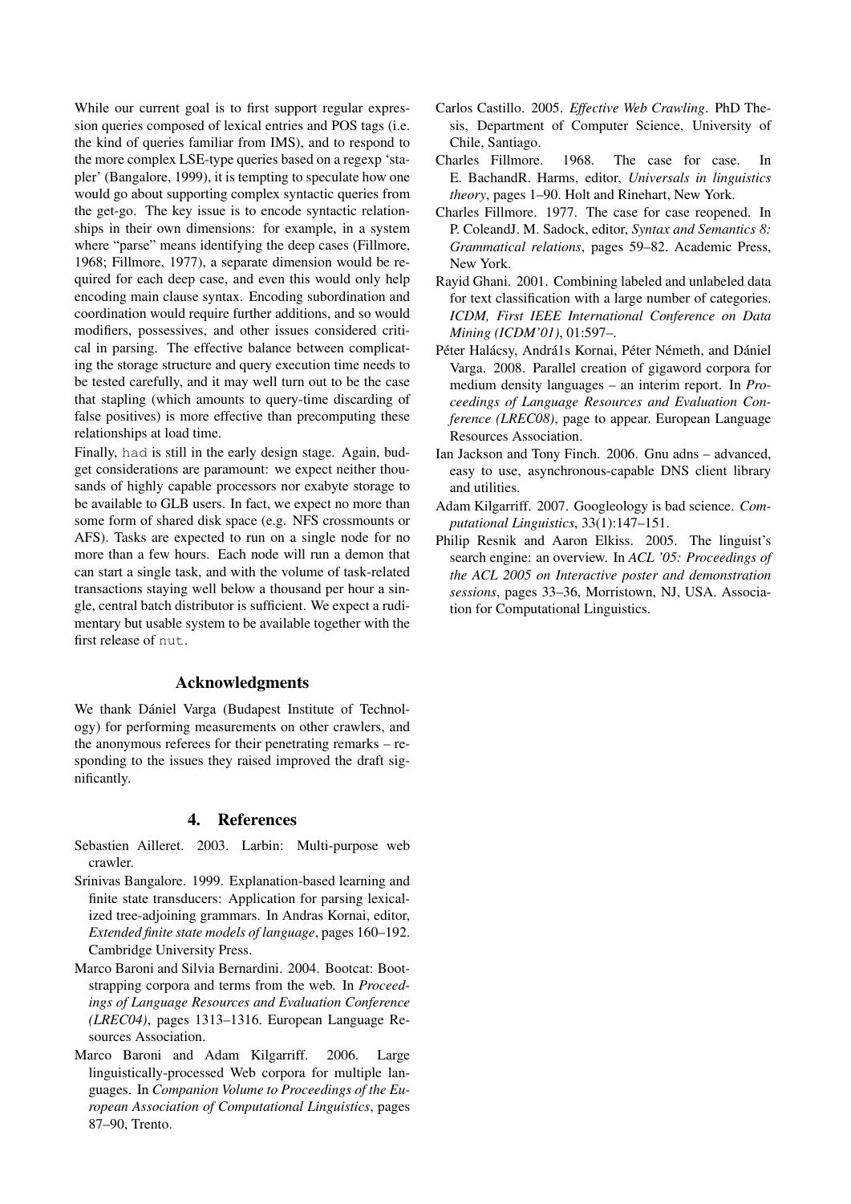While our current goal is to first support regular expression queries composed of lexical entries and POS tags (i.e. the kind of queries familiar from IMS), and to respond to the more complex LSE-type queries based on a regexp 'stapler' (Bangalore, 1999), it is tempting to speculate how one would go about supporting complex syntactic queries from the get-go. The key issue is to encode syntactic relationships in their own dimensions: for example, in a system where "parse" means identifying the deep cases (Fillmore, 1968; Fillmore, 1977), a separate dimension would be required for each deep case, and even this would only help encoding main clause syntax. Encoding subordination and coordination would require further additions, and so would modifiers, possessives, and other issues considered critical in parsing. The effective balance between complicating the storage structure and query execution time needs to be tested carefully, and it may well turn out to be the case that stapling (which amounts to query-time discarding of false positives) is more effective than precomputing these relationships at load time.

Finally, `had` is still in the early design stage. Again, budget considerations are paramount: we expect neither thousands of highly capable processors nor exabyte storage to be available to GLB users. In fact, we expect no more than some form of shared disk space (e.g. NFS crossmounts or AFS). Tasks are expected to run on a single node for no more than a few hours. Each node will run a demon that can start a single task, and with the volume of task-related transactions staying well below a thousand per hour a single, central batch distributor is sufficient. We expect a rudimentary but usable system to be available together with the first release of `nut`.

## Acknowledgments

We thank Dániel Varga (Budapest Institute of Technology) for performing measurements on other crawlers, and the anonymous referees for their penetrating remarks – responding to the issues they raised improved the draft significantly.

## 4. References

Sebastien Ailleret. 2003. Larbin: Multi-purpose web crawler.

Srinivas Bangalore. 1999. Explanation-based learning and finite state transducers: Application for parsing lexicalized tree-adjoining grammars. In Andras Kornai, editor, *Extended finite state models of language*, pages 160–192. Cambridge University Press.

Marco Baroni and Silvia Bernardini. 2004. Bootcat: Bootstrapping corpora and terms from the web. In *Proceedings of Language Resources and Evaluation Conference (LREC04)*, pages 1313–1316. European Language Resources Association.

Marco Baroni and Adam Kilgarriff. 2006. Large linguistically-processed Web corpora for multiple languages. In *Companion Volume to Proceedings of the European Association of Computational Linguistics*, pages 87–90, Trento.

Carlos Castillo. 2005. *Effective Web Crawling*. PhD Thesis, Department of Computer Science, University of Chile, Santiago.

Charles Fillmore. 1968. The case for case. In E. BachandR. Harms, editor, *Universals in linguistics theory*, pages 1–90. Holt and Rinehart, New York.

Charles Fillmore. 1977. The case for case reopened. In P. ColeandJ. M. Sadock, editor, *Syntax and Semantics 8: Grammatical relations*, pages 59–82. Academic Press, New York.

Rayid Ghani. 2001. Combining labeled and unlabeled data for text classification with a large number of categories. *ICDM, First IEEE International Conference on Data Mining (ICDM'01)*, 01:597–.

Péter Halácsy, Andrá1s Kornai, Péter Németh, and Dániel Varga. 2008. Parallel creation of gigaword corpora for medium density languages – an interim report. In *Proceedings of Language Resources and Evaluation Conference (LREC08)*, page to appear. European Language Resources Association.

Ian Jackson and Tony Finch. 2006. Gnu adns – advanced, easy to use, asynchronous-capable DNS client library and utilities.

Adam Kilgarriff. 2007. Googleology is bad science. *Computational Linguistics*, 33(1):147–151.

Philip Resnik and Aaron Elkiss. 2005. The linguist's search engine: an overview. In *ACL '05: Proceedings of the ACL 2005 on Interactive poster and demonstration sessions*, pages 33–36, Morristown, NJ, USA. Association for Computational Linguistics.